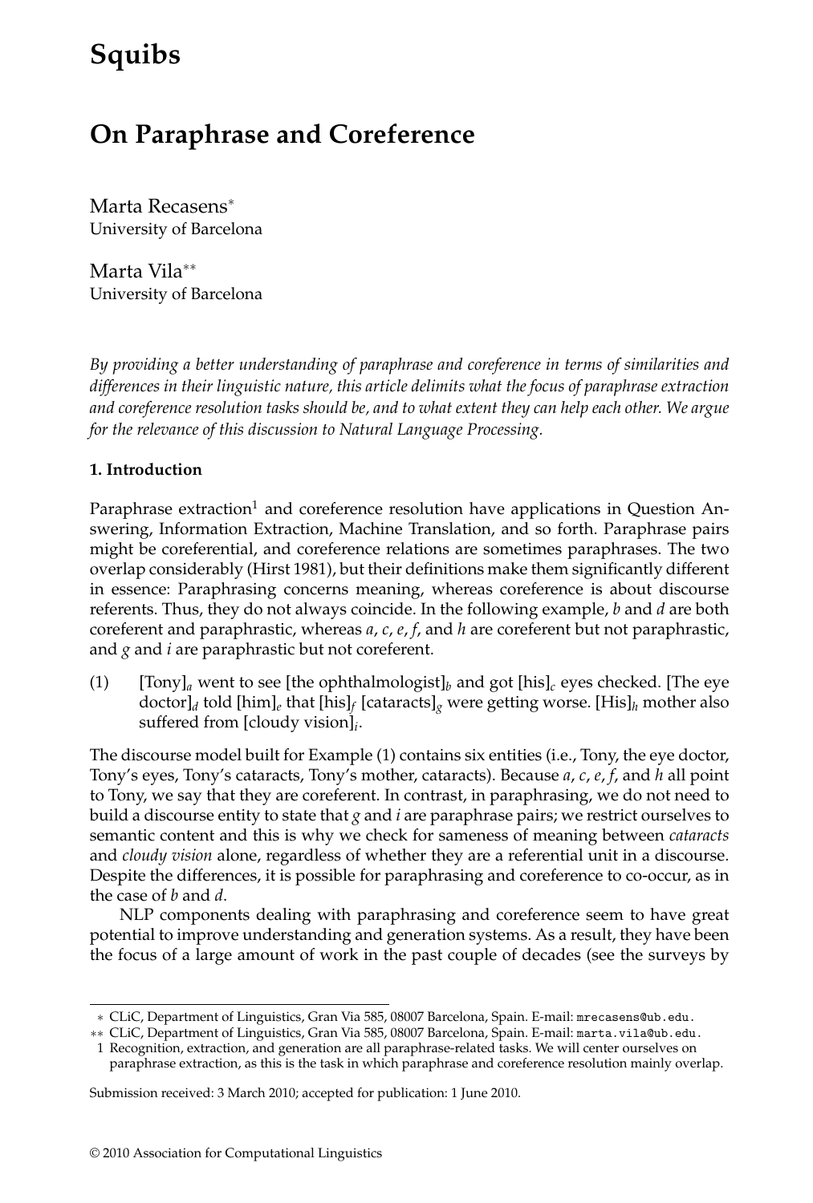# Squibs

## On Paraphrase and Coreference

Marta Recasens*
University of Barcelona

Marta Vila**
University of Barcelona

*By providing a better understanding of paraphrase and coreference in terms of similarities and differences in their linguistic nature, this article delimits what the focus of paraphrase extraction and coreference resolution tasks should be, and to what extent they can help each other. We argue for the relevance of this discussion to Natural Language Processing.*

### 1. Introduction

Paraphrase extraction[1] and coreference resolution have applications in Question Answering, Information Extraction, Machine Translation, and so forth. Paraphrase pairs might be coreferential, and coreference relations are sometimes paraphrases. The two overlap considerably (Hirst 1981), but their definitions make them significantly different in essence: Paraphrasing concerns meaning, whereas coreference is about discourse referents. Thus, they do not always coincide. In the following example, *b* and *d* are both coreferent and paraphrastic, whereas *a*, *c*, *e*, *f*, and *h* are coreferent but not paraphrastic, and *g* and *i* are paraphrastic but not coreferent.

(1) [Tony]$_a$ went to see [the ophthalmologist]$_b$ and got [his]$_c$ eyes checked. [The eye doctor]$_d$ told [him]$_e$ that [his]$_f$ [cataracts]$_g$ were getting worse. [His]$_h$ mother also suffered from [cloudy vision]$_i$.

The discourse model built for Example (1) contains six entities (i.e., Tony, the eye doctor, Tony's eyes, Tony's cataracts, Tony's mother, cataracts). Because *a*, *c*, *e*, *f*, and *h* all point to Tony, we say that they are coreferent. In contrast, in paraphrasing, we do not need to build a discourse entity to state that *g* and *i* are paraphrase pairs; we restrict ourselves to semantic content and this is why we check for sameness of meaning between *cataracts* and *cloudy vision* alone, regardless of whether they are a referential unit in a discourse. Despite the differences, it is possible for paraphrasing and coreference to co-occur, as in the case of *b* and *d*.

NLP components dealing with paraphrasing and coreference seem to have great potential to improve understanding and generation systems. As a result, they have been the focus of a large amount of work in the past couple of decades (see the surveys by

---

* CLiC, Department of Linguistics, Gran Via 585, 08007 Barcelona, Spain. E-mail: mrecasens@ub.edu.

** CLiC, Department of Linguistics, Gran Via 585, 08007 Barcelona, Spain. E-mail: marta.vila@ub.edu.

1 Recognition, extraction, and generation are all paraphrase-related tasks. We will center ourselves on paraphrase extraction, as this is the task in which paraphrase and coreference resolution mainly overlap.

Submission received: 3 March 2010; accepted for publication: 1 June 2010.

© 2010 Association for Computational Linguistics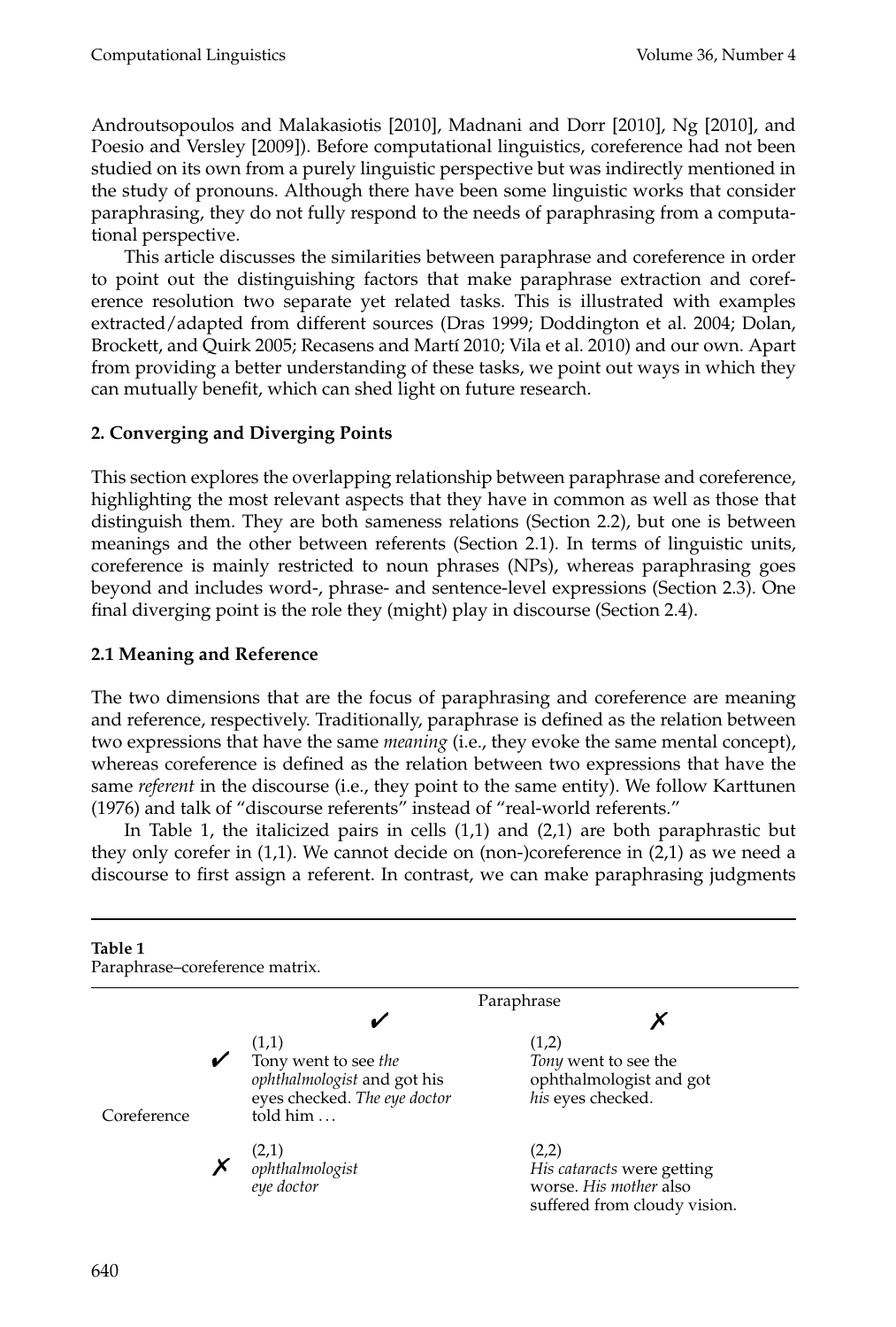Androutsopoulos and Malakasiotis [2010], Madnani and Dorr [2010], Ng [2010], and Poesio and Versley [2009]). Before computational linguistics, coreference had not been studied on its own from a purely linguistic perspective but was indirectly mentioned in the study of pronouns. Although there have been some linguistic works that consider paraphrasing, they do not fully respond to the needs of paraphrasing from a computational perspective.

This article discusses the similarities between paraphrase and coreference in order to point out the distinguishing factors that make paraphrase extraction and coreference resolution two separate yet related tasks. This is illustrated with examples extracted/adapted from different sources (Dras 1999; Doddington et al. 2004; Dolan, Brockett, and Quirk 2005; Recasens and Martí 2010; Vila et al. 2010) and our own. Apart from providing a better understanding of these tasks, we point out ways in which they can mutually benefit, which can shed light on future research.

## 2. Converging and Diverging Points

This section explores the overlapping relationship between paraphrase and coreference, highlighting the most relevant aspects that they have in common as well as those that distinguish them. They are both sameness relations (Section 2.2), but one is between meanings and the other between referents (Section 2.1). In terms of linguistic units, coreference is mainly restricted to noun phrases (NPs), whereas paraphrasing goes beyond and includes word-, phrase- and sentence-level expressions (Section 2.3). One final diverging point is the role they (might) play in discourse (Section 2.4).

### 2.1 Meaning and Reference

The two dimensions that are the focus of paraphrasing and coreference are meaning and reference, respectively. Traditionally, paraphrase is defined as the relation between two expressions that have the same *meaning* (i.e., they evoke the same mental concept), whereas coreference is defined as the relation between two expressions that have the same *referent* in the discourse (i.e., they point to the same entity). We follow Karttunen (1976) and talk of "discourse referents" instead of "real-world referents."

In Table 1, the italicized pairs in cells (1,1) and (2,1) are both paraphrastic but they only corefer in (1,1). We cannot decide on (non-)coreference in (2,1) as we need a discourse to first assign a referent. In contrast, we can make paraphrasing judgments

**Table 1**
Paraphrase–coreference matrix.

| | | Paraphrase ✔ | Paraphrase ✗ |
|---|---|---|---|
| Coreference | ✔ | (1,1) Tony went to see *the ophthalmologist* and got his eyes checked. *The eye doctor* told him … | (1,2) *Tony* went to see the ophthalmologist and got *his* eyes checked. |
| | ✗ | (2,1) *ophthalmologist* *eye doctor* | (2,2) *His cataracts* were getting worse. *His mother* also suffered from cloudy vision. |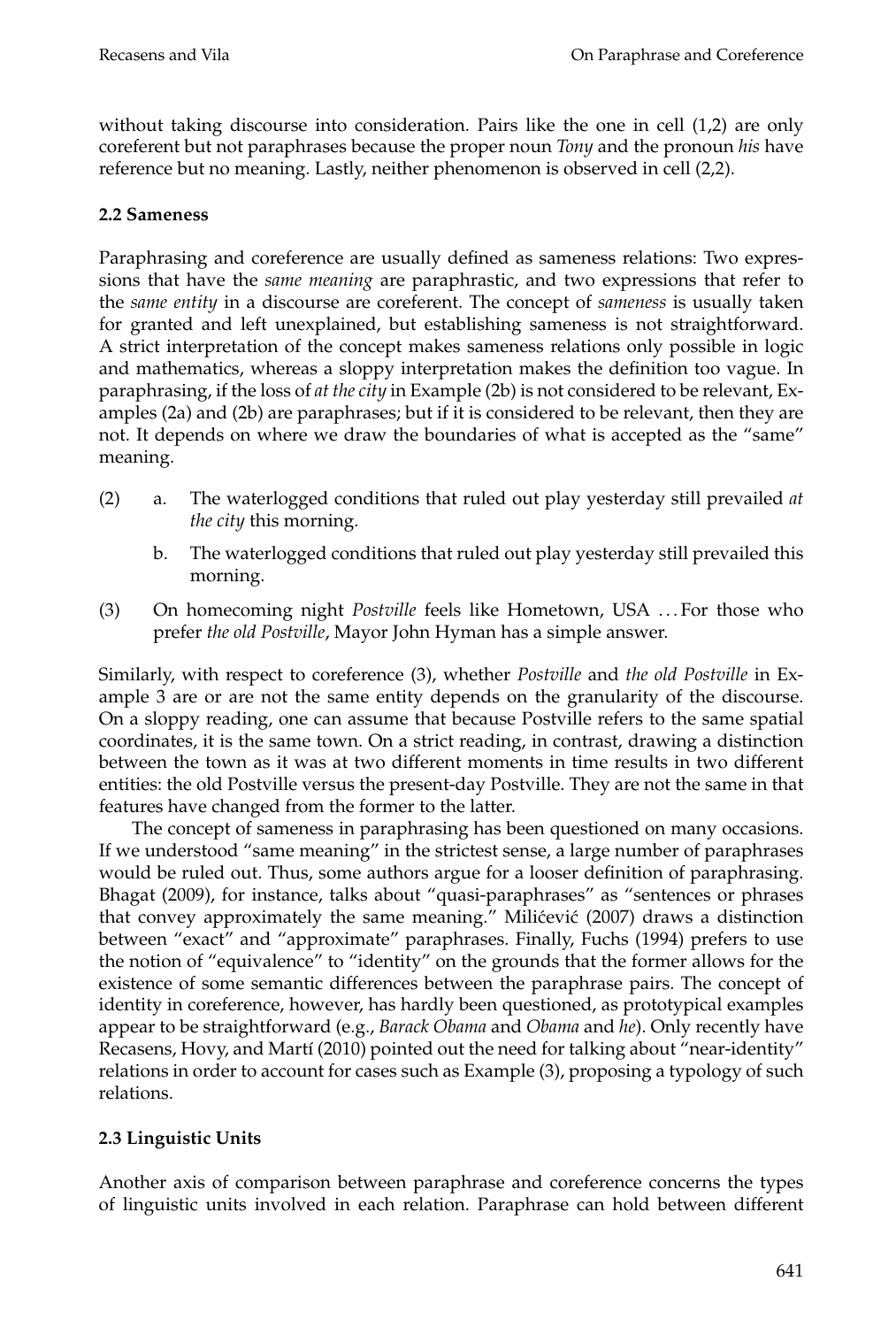without taking discourse into consideration. Pairs like the one in cell (1,2) are only coreferent but not paraphrases because the proper noun *Tony* and the pronoun *his* have reference but no meaning. Lastly, neither phenomenon is observed in cell (2,2).

### 2.2 Sameness

Paraphrasing and coreference are usually defined as sameness relations: Two expressions that have the *same meaning* are paraphrastic, and two expressions that refer to the *same entity* in a discourse are coreferent. The concept of *sameness* is usually taken for granted and left unexplained, but establishing sameness is not straightforward. A strict interpretation of the concept makes sameness relations only possible in logic and mathematics, whereas a sloppy interpretation makes the definition too vague. In paraphrasing, if the loss of *at the city* in Example (2b) is not considered to be relevant, Examples (2a) and (2b) are paraphrases; but if it is considered to be relevant, then they are not. It depends on where we draw the boundaries of what is accepted as the "same" meaning.

(2) a. The waterlogged conditions that ruled out play yesterday still prevailed *at the city* this morning.

  b. The waterlogged conditions that ruled out play yesterday still prevailed this morning.

(3) On homecoming night *Postville* feels like Hometown, USA . . . For those who prefer *the old Postville*, Mayor John Hyman has a simple answer.

Similarly, with respect to coreference (3), whether *Postville* and *the old Postville* in Example 3 are or are not the same entity depends on the granularity of the discourse. On a sloppy reading, one can assume that because Postville refers to the same spatial coordinates, it is the same town. On a strict reading, in contrast, drawing a distinction between the town as it was at two different moments in time results in two different entities: the old Postville versus the present-day Postville. They are not the same in that features have changed from the former to the latter.

The concept of sameness in paraphrasing has been questioned on many occasions. If we understood "same meaning" in the strictest sense, a large number of paraphrases would be ruled out. Thus, some authors argue for a looser definition of paraphrasing. Bhagat (2009), for instance, talks about "quasi-paraphrases" as "sentences or phrases that convey approximately the same meaning." Milićević (2007) draws a distinction between "exact" and "approximate" paraphrases. Finally, Fuchs (1994) prefers to use the notion of "equivalence" to "identity" on the grounds that the former allows for the existence of some semantic differences between the paraphrase pairs. The concept of identity in coreference, however, has hardly been questioned, as prototypical examples appear to be straightforward (e.g., *Barack Obama* and *Obama* and *he*). Only recently have Recasens, Hovy, and Martí (2010) pointed out the need for talking about "near-identity" relations in order to account for cases such as Example (3), proposing a typology of such relations.

### 2.3 Linguistic Units

Another axis of comparison between paraphrase and coreference concerns the types of linguistic units involved in each relation. Paraphrase can hold between different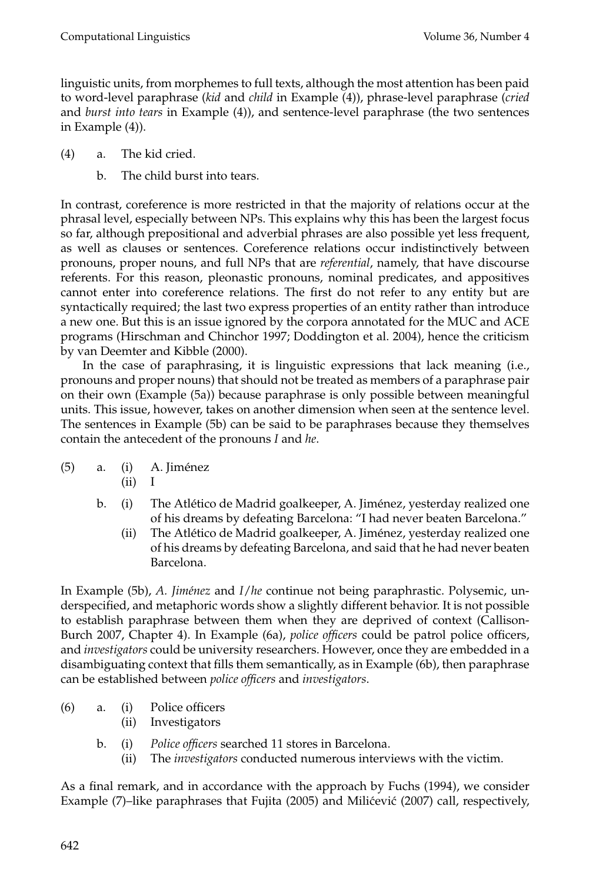linguistic units, from morphemes to full texts, although the most attention has been paid to word-level paraphrase (*kid* and *child* in Example (4)), phrase-level paraphrase (*cried* and *burst into tears* in Example (4)), and sentence-level paraphrase (the two sentences in Example (4)).

(4) a. The kid cried.

b. The child burst into tears.

In contrast, coreference is more restricted in that the majority of relations occur at the phrasal level, especially between NPs. This explains why this has been the largest focus so far, although prepositional and adverbial phrases are also possible yet less frequent, as well as clauses or sentences. Coreference relations occur indistinctively between pronouns, proper nouns, and full NPs that are *referential*, namely, that have discourse referents. For this reason, pleonastic pronouns, nominal predicates, and appositives cannot enter into coreference relations. The first do not refer to any entity but are syntactically required; the last two express properties of an entity rather than introduce a new one. But this is an issue ignored by the corpora annotated for the MUC and ACE programs (Hirschman and Chinchor 1997; Doddington et al. 2004), hence the criticism by van Deemter and Kibble (2000).

In the case of paraphrasing, it is linguistic expressions that lack meaning (i.e., pronouns and proper nouns) that should not be treated as members of a paraphrase pair on their own (Example (5a)) because paraphrase is only possible between meaningful units. This issue, however, takes on another dimension when seen at the sentence level. The sentences in Example (5b) can be said to be paraphrases because they themselves contain the antecedent of the pronouns *I* and *he*.

(5) a. (i) A. Jiménez
(ii) I

b. (i) The Atlético de Madrid goalkeeper, A. Jiménez, yesterday realized one of his dreams by defeating Barcelona: "I had never beaten Barcelona."
(ii) The Atlético de Madrid goalkeeper, A. Jiménez, yesterday realized one of his dreams by defeating Barcelona, and said that he had never beaten Barcelona.

In Example (5b), *A. Jiménez* and *I/he* continue not being paraphrastic. Polysemic, underspecified, and metaphoric words show a slightly different behavior. It is not possible to establish paraphrase between them when they are deprived of context (Callison-Burch 2007, Chapter 4). In Example (6a), *police officers* could be patrol police officers, and *investigators* could be university researchers. However, once they are embedded in a disambiguating context that fills them semantically, as in Example (6b), then paraphrase can be established between *police officers* and *investigators*.

(6) a. (i) Police officers
(ii) Investigators

b. (i) *Police officers* searched 11 stores in Barcelona.
(ii) The *investigators* conducted numerous interviews with the victim.

As a final remark, and in accordance with the approach by Fuchs (1994), we consider Example (7)–like paraphrases that Fujita (2005) and Milićević (2007) call, respectively,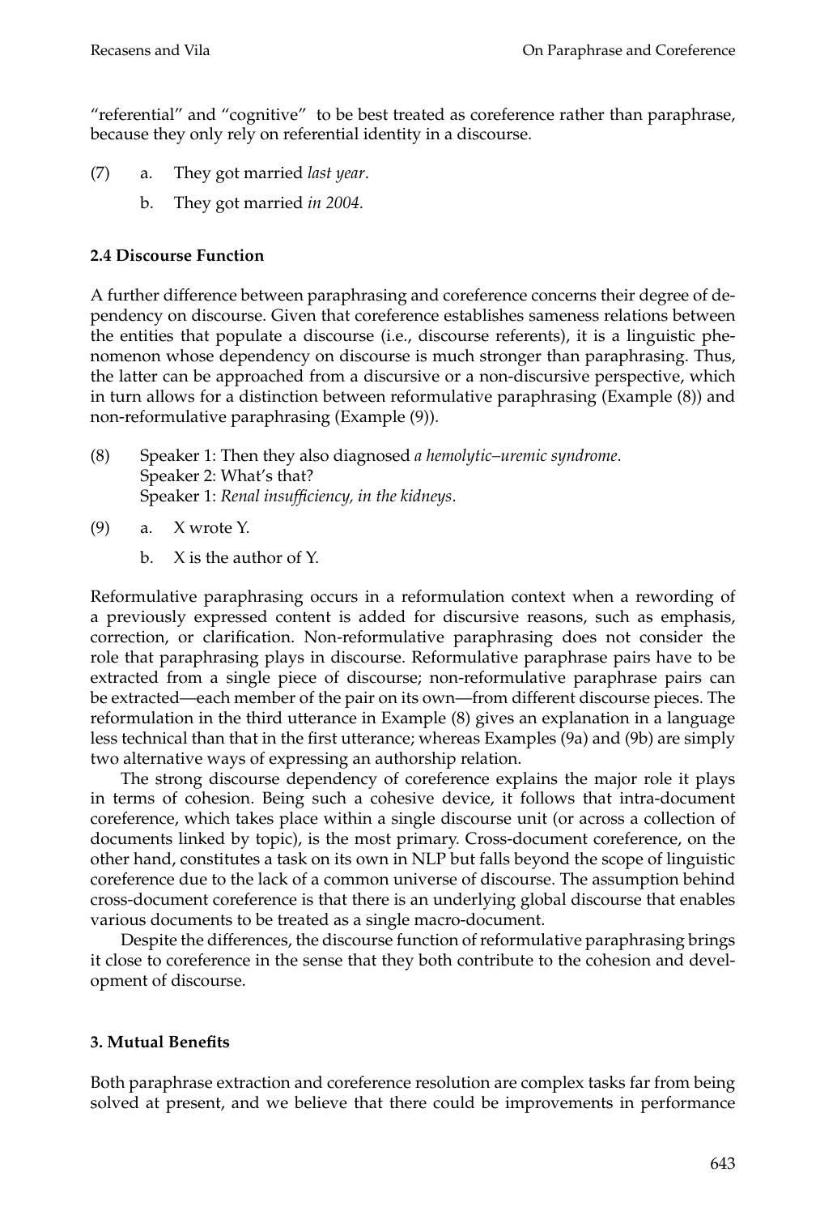“referential” and “cognitive” to be best treated as coreference rather than paraphrase, because they only rely on referential identity in a discourse.

(7) a. They got married *last year*.

b. They got married *in 2004*.

### 2.4 Discourse Function

A further difference between paraphrasing and coreference concerns their degree of dependency on discourse. Given that coreference establishes sameness relations between the entities that populate a discourse (i.e., discourse referents), it is a linguistic phenomenon whose dependency on discourse is much stronger than paraphrasing. Thus, the latter can be approached from a discursive or a non-discursive perspective, which in turn allows for a distinction between reformulative paraphrasing (Example (8)) and non-reformulative paraphrasing (Example (9)).

(8) Speaker 1: Then they also diagnosed *a hemolytic–uremic syndrome*.
Speaker 2: What’s that?
Speaker 1: *Renal insufficiency, in the kidneys*.

(9) a. X wrote Y.

b. X is the author of Y.

Reformulative paraphrasing occurs in a reformulation context when a rewording of a previously expressed content is added for discursive reasons, such as emphasis, correction, or clarification. Non-reformulative paraphrasing does not consider the role that paraphrasing plays in discourse. Reformulative paraphrase pairs have to be extracted from a single piece of discourse; non-reformulative paraphrase pairs can be extracted—each member of the pair on its own—from different discourse pieces. The reformulation in the third utterance in Example (8) gives an explanation in a language less technical than that in the first utterance; whereas Examples (9a) and (9b) are simply two alternative ways of expressing an authorship relation.

The strong discourse dependency of coreference explains the major role it plays in terms of cohesion. Being such a cohesive device, it follows that intra-document coreference, which takes place within a single discourse unit (or across a collection of documents linked by topic), is the most primary. Cross-document coreference, on the other hand, constitutes a task on its own in NLP but falls beyond the scope of linguistic coreference due to the lack of a common universe of discourse. The assumption behind cross-document coreference is that there is an underlying global discourse that enables various documents to be treated as a single macro-document.

Despite the differences, the discourse function of reformulative paraphrasing brings it close to coreference in the sense that they both contribute to the cohesion and development of discourse.

## 3. Mutual Benefits

Both paraphrase extraction and coreference resolution are complex tasks far from being solved at present, and we believe that there could be improvements in performance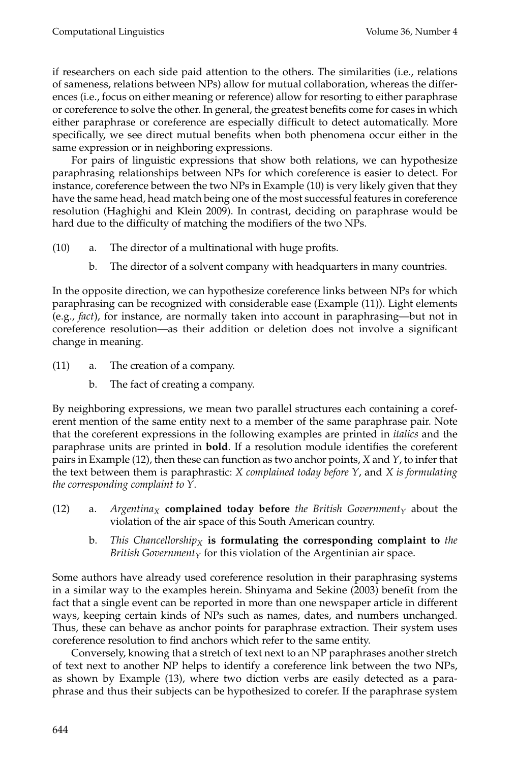if researchers on each side paid attention to the others. The similarities (i.e., relations of sameness, relations between NPs) allow for mutual collaboration, whereas the differences (i.e., focus on either meaning or reference) allow for resorting to either paraphrase or coreference to solve the other. In general, the greatest benefits come for cases in which either paraphrase or coreference are especially difficult to detect automatically. More specifically, we see direct mutual benefits when both phenomena occur either in the same expression or in neighboring expressions.

For pairs of linguistic expressions that show both relations, we can hypothesize paraphrasing relationships between NPs for which coreference is easier to detect. For instance, coreference between the two NPs in Example (10) is very likely given that they have the same head, head match being one of the most successful features in coreference resolution (Haghighi and Klein 2009). In contrast, deciding on paraphrase would be hard due to the difficulty of matching the modifiers of the two NPs.

(10) a. The director of a multinational with huge profits.

b. The director of a solvent company with headquarters in many countries.

In the opposite direction, we can hypothesize coreference links between NPs for which paraphrasing can be recognized with considerable ease (Example (11)). Light elements (e.g., *fact*), for instance, are normally taken into account in paraphrasing—but not in coreference resolution—as their addition or deletion does not involve a significant change in meaning.

(11) a. The creation of a company.

b. The fact of creating a company.

By neighboring expressions, we mean two parallel structures each containing a coreferent mention of the same entity next to a member of the same paraphrase pair. Note that the coreferent expressions in the following examples are printed in *italics* and the paraphrase units are printed in **bold**. If a resolution module identifies the coreferent pairs in Example (12), then these can function as two anchor points, $X$ and $Y$, to infer that the text between them is paraphrastic: *X complained today before Y*, and *X is formulating the corresponding complaint to Y*.

(12) a. *Argentina*$_X$ **complained today before** *the British Government*$_Y$ about the violation of the air space of this South American country.

b. *This Chancellorship*$_X$ **is formulating the corresponding complaint to** *the British Government*$_Y$ for this violation of the Argentinian air space.

Some authors have already used coreference resolution in their paraphrasing systems in a similar way to the examples herein. Shinyama and Sekine (2003) benefit from the fact that a single event can be reported in more than one newspaper article in different ways, keeping certain kinds of NPs such as names, dates, and numbers unchanged. Thus, these can behave as anchor points for paraphrase extraction. Their system uses coreference resolution to find anchors which refer to the same entity.

Conversely, knowing that a stretch of text next to an NP paraphrases another stretch of text next to another NP helps to identify a coreference link between the two NPs, as shown by Example (13), where two diction verbs are easily detected as a paraphrase and thus their subjects can be hypothesized to corefer. If the paraphrase system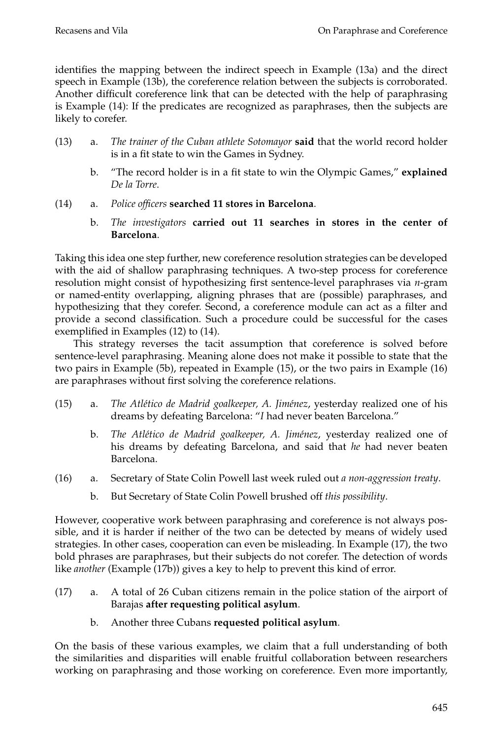identifies the mapping between the indirect speech in Example (13a) and the direct speech in Example (13b), the coreference relation between the subjects is corroborated. Another difficult coreference link that can be detected with the help of paraphrasing is Example (14): If the predicates are recognized as paraphrases, then the subjects are likely to corefer.

(13) a. *The trainer of the Cuban athlete Sotomayor* **said** that the world record holder is in a fit state to win the Games in Sydney.

b. "The record holder is in a fit state to win the Olympic Games," **explained** *De la Torre*.

(14) a. *Police officers* **searched 11 stores in Barcelona**.

b. *The investigators* **carried out 11 searches in stores in the center of Barcelona**.

Taking this idea one step further, new coreference resolution strategies can be developed with the aid of shallow paraphrasing techniques. A two-step process for coreference resolution might consist of hypothesizing first sentence-level paraphrases via *n*-gram or named-entity overlapping, aligning phrases that are (possible) paraphrases, and hypothesizing that they corefer. Second, a coreference module can act as a filter and provide a second classification. Such a procedure could be successful for the cases exemplified in Examples (12) to (14).

This strategy reverses the tacit assumption that coreference is solved before sentence-level paraphrasing. Meaning alone does not make it possible to state that the two pairs in Example (5b), repeated in Example (15), or the two pairs in Example (16) are paraphrases without first solving the coreference relations.

(15) a. *The Atlético de Madrid goalkeeper, A. Jiménez*, yesterday realized one of his dreams by defeating Barcelona: "*I* had never beaten Barcelona."

b. *The Atlético de Madrid goalkeeper, A. Jiménez*, yesterday realized one of his dreams by defeating Barcelona, and said that *he* had never beaten Barcelona.

(16) a. Secretary of State Colin Powell last week ruled out *a non-aggression treaty*.

b. But Secretary of State Colin Powell brushed off *this possibility*.

However, cooperative work between paraphrasing and coreference is not always possible, and it is harder if neither of the two can be detected by means of widely used strategies. In other cases, cooperation can even be misleading. In Example (17), the two bold phrases are paraphrases, but their subjects do not corefer. The detection of words like *another* (Example (17b)) gives a key to help to prevent this kind of error.

(17) a. A total of 26 Cuban citizens remain in the police station of the airport of Barajas **after requesting political asylum**.

b. Another three Cubans **requested political asylum**.

On the basis of these various examples, we claim that a full understanding of both the similarities and disparities will enable fruitful collaboration between researchers working on paraphrasing and those working on coreference. Even more importantly,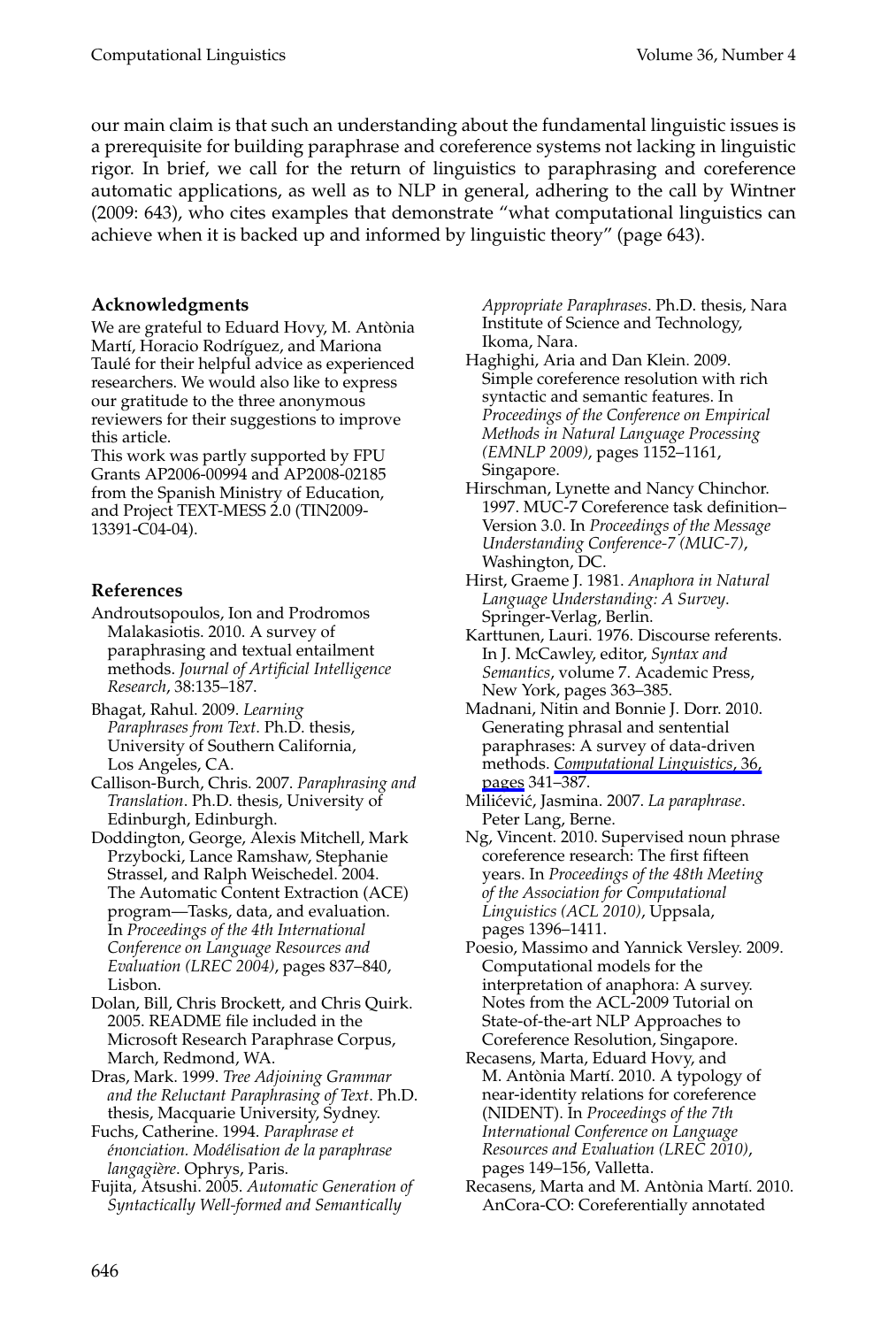our main claim is that such an understanding about the fundamental linguistic issues is a prerequisite for building paraphrase and coreference systems not lacking in linguistic rigor. In brief, we call for the return of linguistics to paraphrasing and coreference automatic applications, as well as to NLP in general, adhering to the call by Wintner (2009: 643), who cites examples that demonstrate "what computational linguistics can achieve when it is backed up and informed by linguistic theory" (page 643).

### Acknowledgments

We are grateful to Eduard Hovy, M. Antònia Martí, Horacio Rodríguez, and Mariona Taulé for their helpful advice as experienced researchers. We would also like to express our gratitude to the three anonymous reviewers for their suggestions to improve this article.

This work was partly supported by FPU Grants AP2006-00994 and AP2008-02185 from the Spanish Ministry of Education, and Project TEXT-MESS 2.0 (TIN2009-13391-C04-04).

### References

Androutsopoulos, Ion and Prodromos Malakasiotis. 2010. A survey of paraphrasing and textual entailment methods. *Journal of Artificial Intelligence Research*, 38:135–187.

Bhagat, Rahul. 2009. *Learning Paraphrases from Text*. Ph.D. thesis, University of Southern California, Los Angeles, CA.

Callison-Burch, Chris. 2007. *Paraphrasing and Translation*. Ph.D. thesis, University of Edinburgh, Edinburgh.

Doddington, George, Alexis Mitchell, Mark Przybocki, Lance Ramshaw, Stephanie Strassel, and Ralph Weischedel. 2004. The Automatic Content Extraction (ACE) program—Tasks, data, and evaluation. In *Proceedings of the 4th International Conference on Language Resources and Evaluation (LREC 2004)*, pages 837–840, Lisbon.

Dolan, Bill, Chris Brockett, and Chris Quirk. 2005. README file included in the Microsoft Research Paraphrase Corpus, March, Redmond, WA.

Dras, Mark. 1999. *Tree Adjoining Grammar and the Reluctant Paraphrasing of Text*. Ph.D. thesis, Macquarie University, Sydney.

Fuchs, Catherine. 1994. *Paraphrase et énonciation. Modélisation de la paraphrase langagière*. Ophrys, Paris.

Fujita, Atsushi. 2005. *Automatic Generation of Syntactically Well-formed and Semantically Appropriate Paraphrases*. Ph.D. thesis, Nara Institute of Science and Technology, Ikoma, Nara.

Haghighi, Aria and Dan Klein. 2009. Simple coreference resolution with rich syntactic and semantic features. In *Proceedings of the Conference on Empirical Methods in Natural Language Processing (EMNLP 2009)*, pages 1152–1161, Singapore.

Hirschman, Lynette and Nancy Chinchor. 1997. MUC-7 Coreference task definition–Version 3.0. In *Proceedings of the Message Understanding Conference-7 (MUC-7)*, Washington, DC.

Hirst, Graeme J. 1981. *Anaphora in Natural Language Understanding: A Survey*. Springer-Verlag, Berlin.

Karttunen, Lauri. 1976. Discourse referents. In J. McCawley, editor, *Syntax and Semantics*, volume 7. Academic Press, New York, pages 363–385.

Madnani, Nitin and Bonnie J. Dorr. 2010. Generating phrasal and sentential paraphrases: A survey of data-driven methods. *Computational Linguistics*, 36, pages 341–387.

Milićević, Jasmina. 2007. *La paraphrase*. Peter Lang, Berne.

Ng, Vincent. 2010. Supervised noun phrase coreference research: The first fifteen years. In *Proceedings of the 48th Meeting of the Association for Computational Linguistics (ACL 2010)*, Uppsala, pages 1396–1411.

Poesio, Massimo and Yannick Versley. 2009. Computational models for the interpretation of anaphora: A survey. Notes from the ACL-2009 Tutorial on State-of-the-art NLP Approaches to Coreference Resolution, Singapore.

Recasens, Marta, Eduard Hovy, and M. Antònia Martí. 2010. A typology of near-identity relations for coreference (NIDENT). In *Proceedings of the 7th International Conference on Language Resources and Evaluation (LREC 2010)*, pages 149–156, Valletta.

Recasens, Marta and M. Antònia Martí. 2010. AnCora-CO: Coreferentially annotated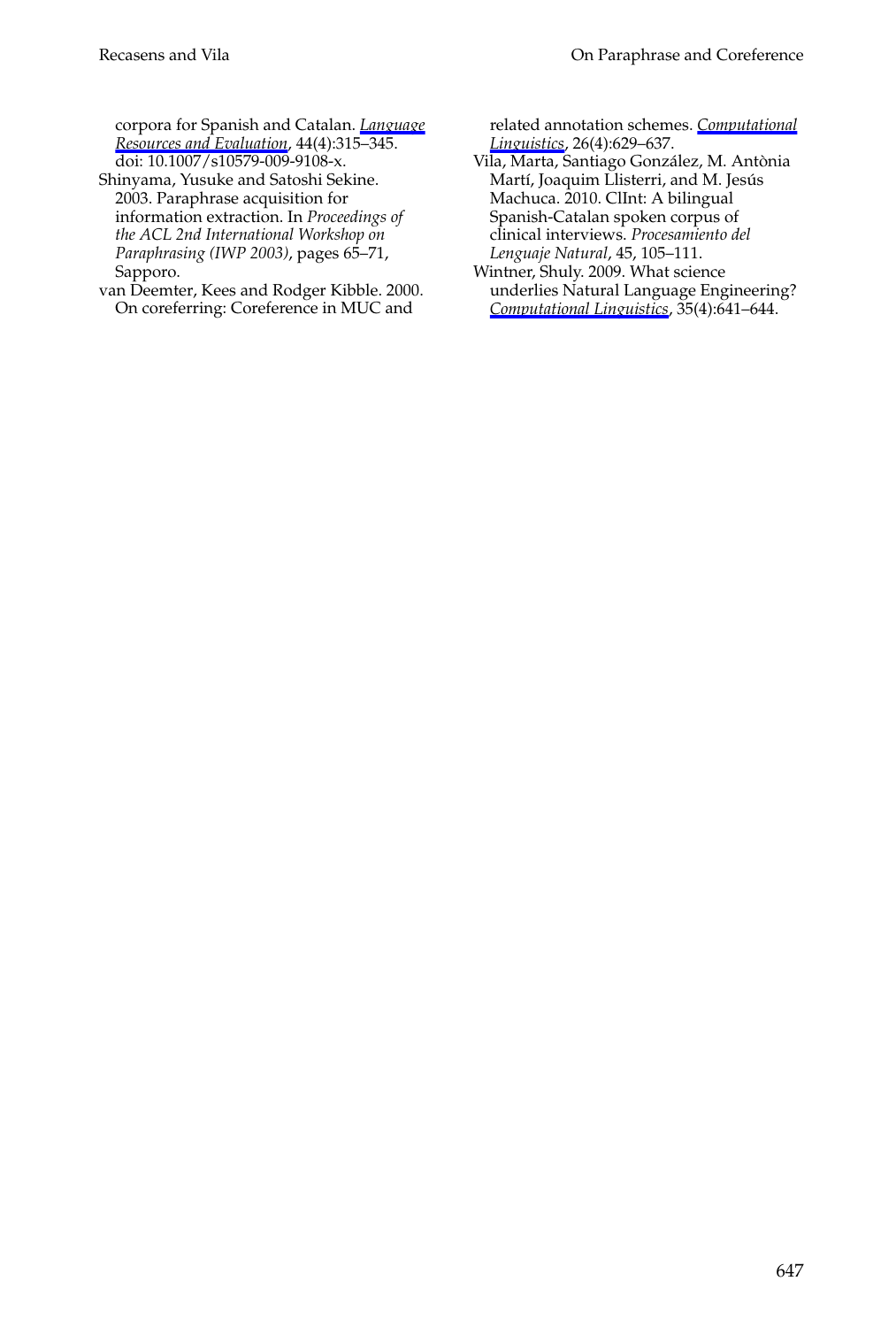corpora for Spanish and Catalan. *Language Resources and Evaluation*, 44(4):315–345. doi: 10.1007/s10579-009-9108-x.

Shinyama, Yusuke and Satoshi Sekine. 2003. Paraphrase acquisition for information extraction. In *Proceedings of the ACL 2nd International Workshop on Paraphrasing (IWP 2003)*, pages 65–71, Sapporo.

van Deemter, Kees and Rodger Kibble. 2000. On coreferring: Coreference in MUC and related annotation schemes. *Computational Linguistics*, 26(4):629–637.

Vila, Marta, Santiago González, M. Antònia Martí, Joaquim Llisterri, and M. Jesús Machuca. 2010. ClInt: A bilingual Spanish-Catalan spoken corpus of clinical interviews. *Procesamiento del Lenguaje Natural*, 45, 105–111.

Wintner, Shuly. 2009. What science underlies Natural Language Engineering? *Computational Linguistics*, 35(4):641–644.